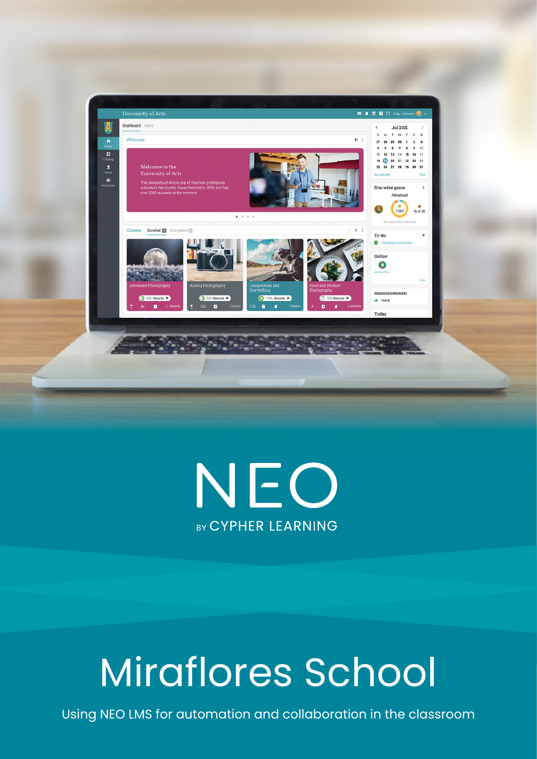NEO

BY CYPHER LEARNING

# Miraflores School

Using NEO LMS for automation and collaboration in the classroom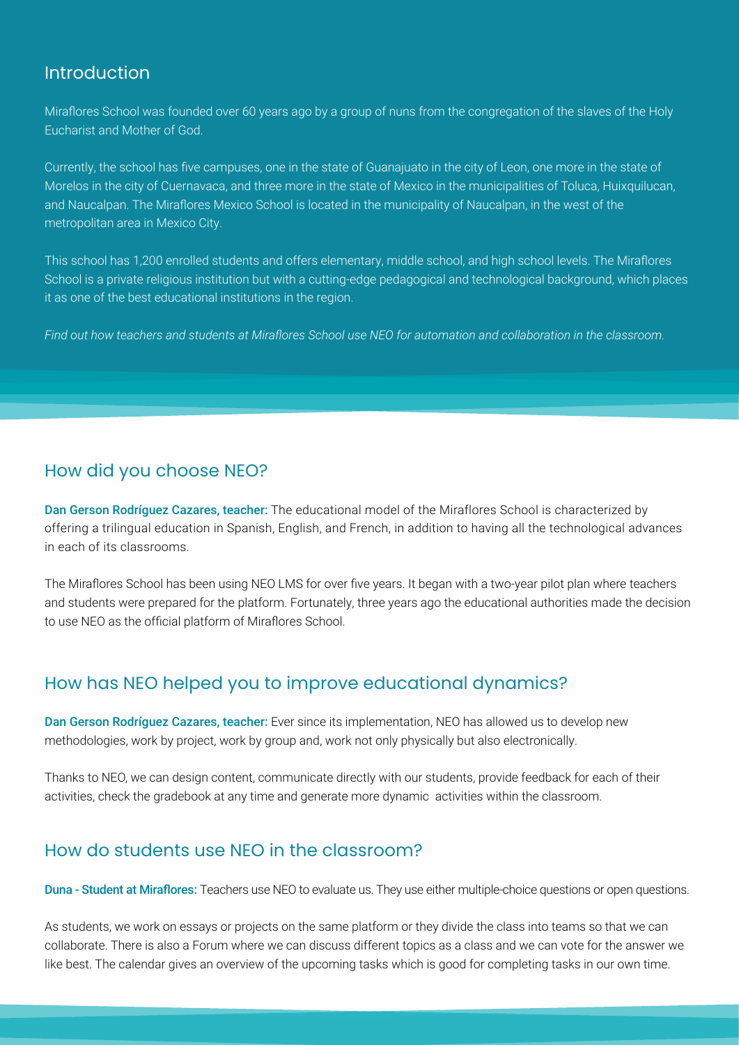## Introduction

Miraflores School was founded over 60 years ago by a group of nuns from the congregation of the slaves of the Holy Eucharist and Mother of God.

Currently, the school has five campuses, one in the state of Guanajuato in the city of Leon, one more in the state of Morelos in the city of Cuernavaca, and three more in the state of Mexico in the municipalities of Toluca, Huixquilucan, and Naucalpan. The Miraflores Mexico School is located in the municipality of Naucalpan, in the west of the metropolitan area in Mexico City.

This school has 1,200 enrolled students and offers elementary, middle school, and high school levels. The Miraflores School is a private religious institution but with a cutting-edge pedagogical and technological background, which places it as one of the best educational institutions in the region.

*Find out how teachers and students at Miraflores School use NEO for automation and collaboration in the classroom.*

## How did you choose NEO?

**Dan Gerson Rodríguez Cazares, teacher:** The educational model of the Miraflores School is characterized by offering a trilingual education in Spanish, English, and French, in addition to having all the technological advances in each of its classrooms.

The Miraflores School has been using NEO LMS for over five years. It began with a two-year pilot plan where teachers and students were prepared for the platform. Fortunately, three years ago the educational authorities made the decision to use NEO as the official platform of Miraflores School.

## How has NEO helped you to improve educational dynamics?

**Dan Gerson Rodríguez Cazares, teacher:** Ever since its implementation, NEO has allowed us to develop new methodologies, work by project, work by group and, work not only physically but also electronically.

Thanks to NEO, we can design content, communicate directly with our students, provide feedback for each of their activities, check the gradebook at any time and generate more dynamic activities within the classroom.

## How do students use NEO in the classroom?

**Duna - Student at Miraflores:** Teachers use NEO to evaluate us. They use either multiple-choice questions or open questions.

As students, we work on essays or projects on the same platform or they divide the class into teams so that we can collaborate. There is also a Forum where we can discuss different topics as a class and we can vote for the answer we like best. The calendar gives an overview of the upcoming tasks which is good for completing tasks in our own time.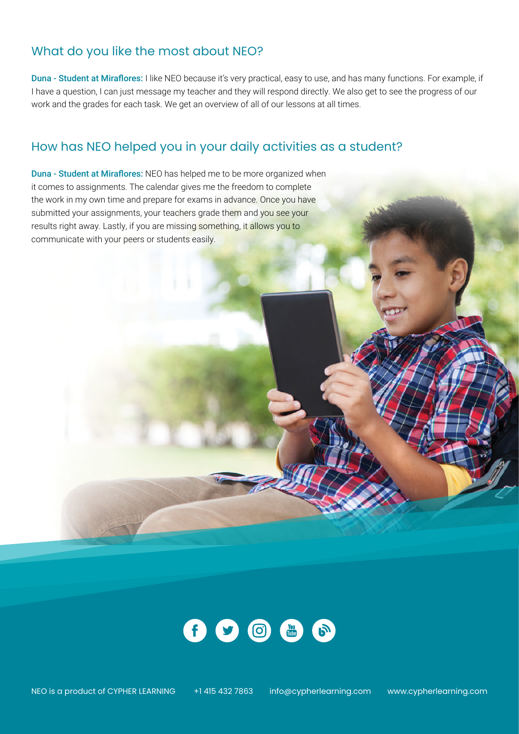## What do you like the most about NEO?

**Duna - Student at Miraflores:** I like NEO because it's very practical, easy to use, and has many functions. For example, if I have a question, I can just message my teacher and they will respond directly. We also get to see the progress of our work and the grades for each task. We get an overview of all of our lessons at all times.

## How has NEO helped you in your daily activities as a student?

**Duna - Student at Miraflores:** NEO has helped me to be more organized when it comes to assignments. The calendar gives me the freedom to complete the work in my own time and prepare for exams in advance. Once you have submitted your assignments, your teachers grade them and you see your results right away. Lastly, if you are missing something, it allows you to communicate with your peers or students easily.

NEO is a product of CYPHER LEARNING +1 415 432 7863 info@cypherlearning.com www.cypherlearning.com